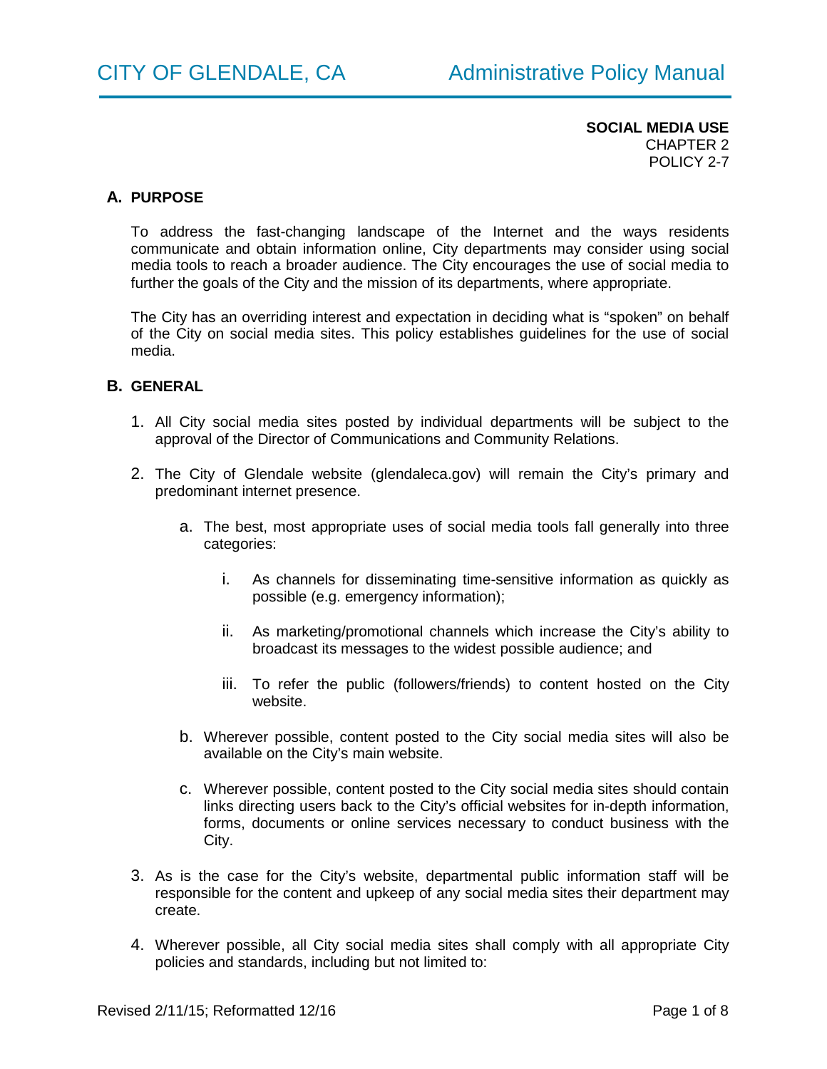**SOCIAL MEDIA USE**
CHAPTER 2
POLICY 2-7

## A. PURPOSE

To address the fast-changing landscape of the Internet and the ways residents communicate and obtain information online, City departments may consider using social media tools to reach a broader audience. The City encourages the use of social media to further the goals of the City and the mission of its departments, where appropriate.

The City has an overriding interest and expectation in deciding what is "spoken" on behalf of the City on social media sites. This policy establishes guidelines for the use of social media.

## B. GENERAL

1. All City social media sites posted by individual departments will be subject to the approval of the Director of Communications and Community Relations.

2. The City of Glendale website (glendaleca.gov) will remain the City's primary and predominant internet presence.

    a. The best, most appropriate uses of social media tools fall generally into three categories:

        i. As channels for disseminating time-sensitive information as quickly as possible (e.g. emergency information);

        ii. As marketing/promotional channels which increase the City's ability to broadcast its messages to the widest possible audience; and

        iii. To refer the public (followers/friends) to content hosted on the City website.

    b. Wherever possible, content posted to the City social media sites will also be available on the City's main website.

    c. Wherever possible, content posted to the City social media sites should contain links directing users back to the City's official websites for in-depth information, forms, documents or online services necessary to conduct business with the City.

3. As is the case for the City's website, departmental public information staff will be responsible for the content and upkeep of any social media sites their department may create.

4. Wherever possible, all City social media sites shall comply with all appropriate City policies and standards, including but not limited to: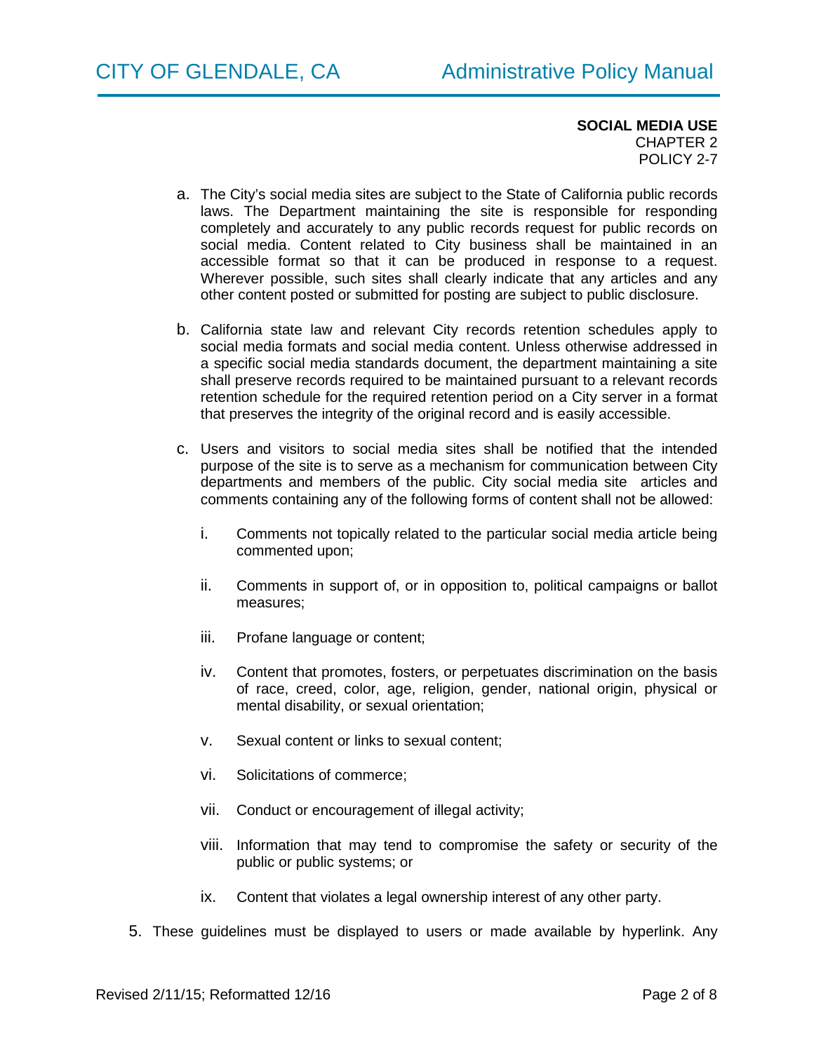a. The City's social media sites are subject to the State of California public records laws. The Department maintaining the site is responsible for responding completely and accurately to any public records request for public records on social media. Content related to City business shall be maintained in an accessible format so that it can be produced in response to a request. Wherever possible, such sites shall clearly indicate that any articles and any other content posted or submitted for posting are subject to public disclosure.

b. California state law and relevant City records retention schedules apply to social media formats and social media content. Unless otherwise addressed in a specific social media standards document, the department maintaining a site shall preserve records required to be maintained pursuant to a relevant records retention schedule for the required retention period on a City server in a format that preserves the integrity of the original record and is easily accessible.

c. Users and visitors to social media sites shall be notified that the intended purpose of the site is to serve as a mechanism for communication between City departments and members of the public. City social media site articles and comments containing any of the following forms of content shall not be allowed:

   i. Comments not topically related to the particular social media article being commented upon;

   ii. Comments in support of, or in opposition to, political campaigns or ballot measures;

   iii. Profane language or content;

   iv. Content that promotes, fosters, or perpetuates discrimination on the basis of race, creed, color, age, religion, gender, national origin, physical or mental disability, or sexual orientation;

   v. Sexual content or links to sexual content;

   vi. Solicitations of commerce;

   vii. Conduct or encouragement of illegal activity;

   viii. Information that may tend to compromise the safety or security of the public or public systems; or

   ix. Content that violates a legal ownership interest of any other party.

5. These guidelines must be displayed to users or made available by hyperlink. Any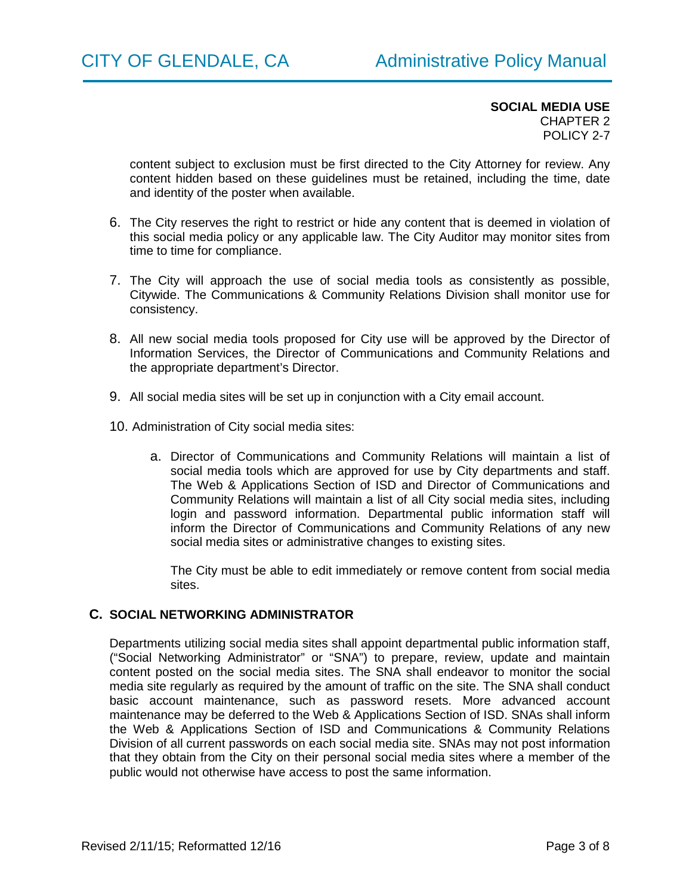content subject to exclusion must be first directed to the City Attorney for review. Any content hidden based on these guidelines must be retained, including the time, date and identity of the poster when available.

6. The City reserves the right to restrict or hide any content that is deemed in violation of this social media policy or any applicable law. The City Auditor may monitor sites from time to time for compliance.

7. The City will approach the use of social media tools as consistently as possible, Citywide. The Communications & Community Relations Division shall monitor use for consistency.

8. All new social media tools proposed for City use will be approved by the Director of Information Services, the Director of Communications and Community Relations and the appropriate department's Director.

9. All social media sites will be set up in conjunction with a City email account.

10. Administration of City social media sites:

    a. Director of Communications and Community Relations will maintain a list of social media tools which are approved for use by City departments and staff. The Web & Applications Section of ISD and Director of Communications and Community Relations will maintain a list of all City social media sites, including login and password information. Departmental public information staff will inform the Director of Communications and Community Relations of any new social media sites or administrative changes to existing sites.

       The City must be able to edit immediately or remove content from social media sites.

## C. SOCIAL NETWORKING ADMINISTRATOR

Departments utilizing social media sites shall appoint departmental public information staff, ("Social Networking Administrator" or "SNA") to prepare, review, update and maintain content posted on the social media sites. The SNA shall endeavor to monitor the social media site regularly as required by the amount of traffic on the site. The SNA shall conduct basic account maintenance, such as password resets. More advanced account maintenance may be deferred to the Web & Applications Section of ISD. SNAs shall inform the Web & Applications Section of ISD and Communications & Community Relations Division of all current passwords on each social media site. SNAs may not post information that they obtain from the City on their personal social media sites where a member of the public would not otherwise have access to post the same information.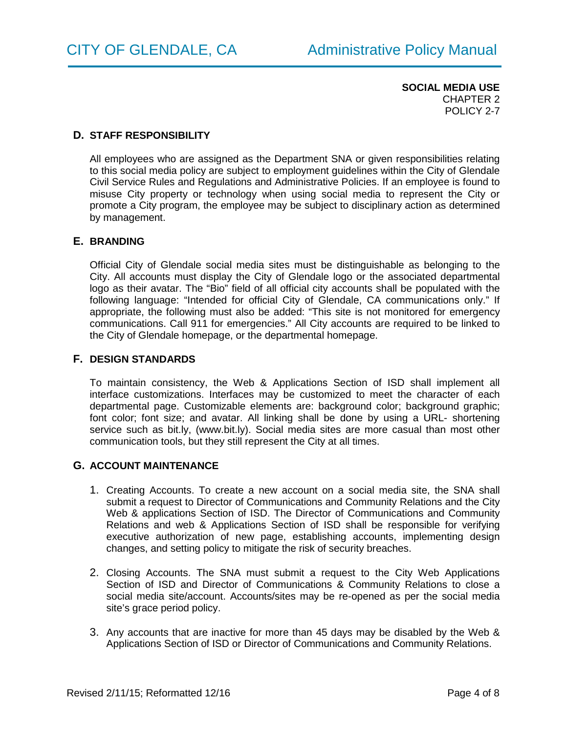**SOCIAL MEDIA USE**
CHAPTER 2
POLICY 2-7

## D. STAFF RESPONSIBILITY

All employees who are assigned as the Department SNA or given responsibilities relating to this social media policy are subject to employment guidelines within the City of Glendale Civil Service Rules and Regulations and Administrative Policies. If an employee is found to misuse City property or technology when using social media to represent the City or promote a City program, the employee may be subject to disciplinary action as determined by management.

## E. BRANDING

Official City of Glendale social media sites must be distinguishable as belonging to the City. All accounts must display the City of Glendale logo or the associated departmental logo as their avatar. The "Bio" field of all official city accounts shall be populated with the following language: "Intended for official City of Glendale, CA communications only." If appropriate, the following must also be added: "This site is not monitored for emergency communications. Call 911 for emergencies." All City accounts are required to be linked to the City of Glendale homepage, or the departmental homepage.

## F. DESIGN STANDARDS

To maintain consistency, the Web & Applications Section of ISD shall implement all interface customizations. Interfaces may be customized to meet the character of each departmental page. Customizable elements are: background color; background graphic; font color; font size; and avatar. All linking shall be done by using a URL- shortening service such as bit.ly, (www.bit.ly). Social media sites are more casual than most other communication tools, but they still represent the City at all times.

## G. ACCOUNT MAINTENANCE

1. Creating Accounts. To create a new account on a social media site, the SNA shall submit a request to Director of Communications and Community Relations and the City Web & applications Section of ISD. The Director of Communications and Community Relations and web & Applications Section of ISD shall be responsible for verifying executive authorization of new page, establishing accounts, implementing design changes, and setting policy to mitigate the risk of security breaches.

2. Closing Accounts. The SNA must submit a request to the City Web Applications Section of ISD and Director of Communications & Community Relations to close a social media site/account. Accounts/sites may be re-opened as per the social media site's grace period policy.

3. Any accounts that are inactive for more than 45 days may be disabled by the Web & Applications Section of ISD or Director of Communications and Community Relations.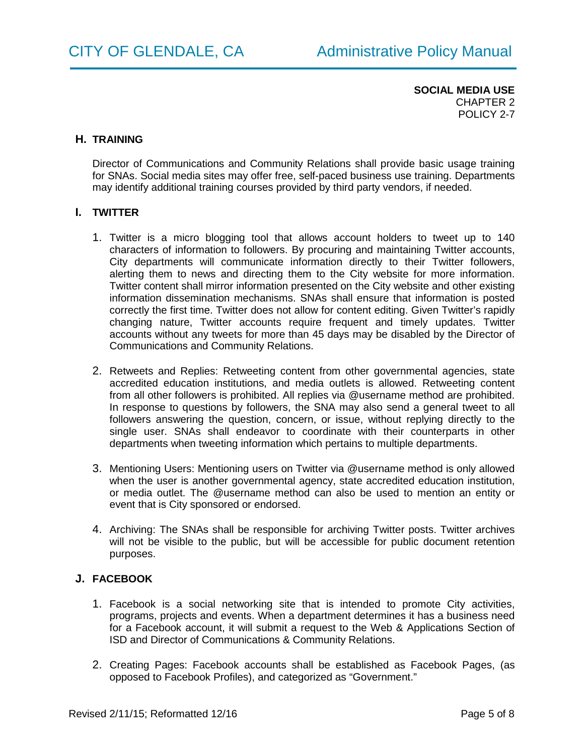## H. TRAINING

Director of Communications and Community Relations shall provide basic usage training for SNAs. Social media sites may offer free, self-paced business use training. Departments may identify additional training courses provided by third party vendors, if needed.

## I. TWITTER

1. Twitter is a micro blogging tool that allows account holders to tweet up to 140 characters of information to followers. By procuring and maintaining Twitter accounts, City departments will communicate information directly to their Twitter followers, alerting them to news and directing them to the City website for more information. Twitter content shall mirror information presented on the City website and other existing information dissemination mechanisms. SNAs shall ensure that information is posted correctly the first time. Twitter does not allow for content editing. Given Twitter's rapidly changing nature, Twitter accounts require frequent and timely updates. Twitter accounts without any tweets for more than 45 days may be disabled by the Director of Communications and Community Relations.

2. Retweets and Replies: Retweeting content from other governmental agencies, state accredited education institutions, and media outlets is allowed. Retweeting content from all other followers is prohibited. All replies via @username method are prohibited. In response to questions by followers, the SNA may also send a general tweet to all followers answering the question, concern, or issue, without replying directly to the single user. SNAs shall endeavor to coordinate with their counterparts in other departments when tweeting information which pertains to multiple departments.

3. Mentioning Users: Mentioning users on Twitter via @username method is only allowed when the user is another governmental agency, state accredited education institution, or media outlet. The @username method can also be used to mention an entity or event that is City sponsored or endorsed.

4. Archiving: The SNAs shall be responsible for archiving Twitter posts. Twitter archives will not be visible to the public, but will be accessible for public document retention purposes.

## J. FACEBOOK

1. Facebook is a social networking site that is intended to promote City activities, programs, projects and events. When a department determines it has a business need for a Facebook account, it will submit a request to the Web & Applications Section of ISD and Director of Communications & Community Relations.

2. Creating Pages: Facebook accounts shall be established as Facebook Pages, (as opposed to Facebook Profiles), and categorized as "Government."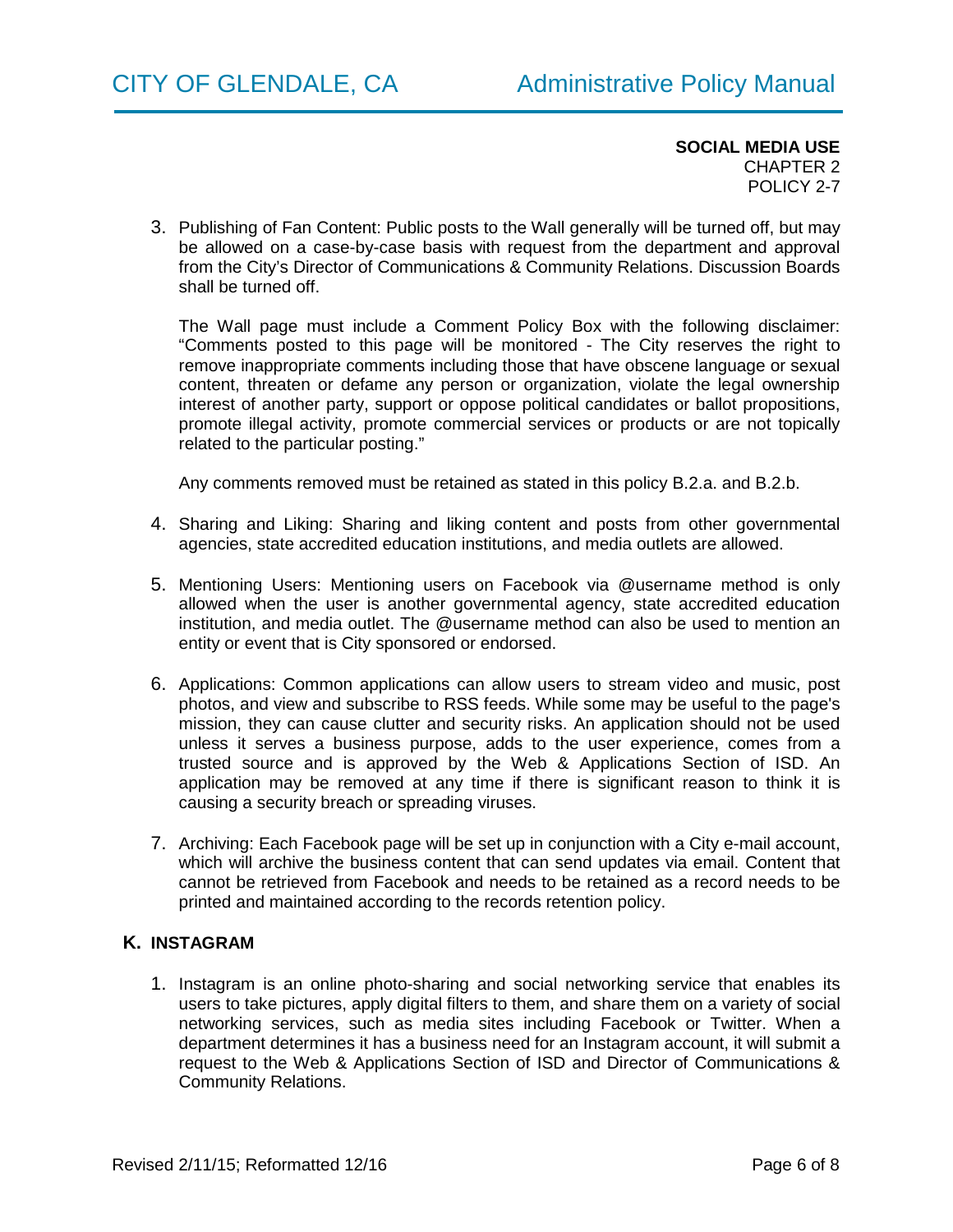3. Publishing of Fan Content: Public posts to the Wall generally will be turned off, but may be allowed on a case-by-case basis with request from the department and approval from the City's Director of Communications & Community Relations. Discussion Boards shall be turned off.

   The Wall page must include a Comment Policy Box with the following disclaimer: "Comments posted to this page will be monitored - The City reserves the right to remove inappropriate comments including those that have obscene language or sexual content, threaten or defame any person or organization, violate the legal ownership interest of another party, support or oppose political candidates or ballot propositions, promote illegal activity, promote commercial services or products or are not topically related to the particular posting."

   Any comments removed must be retained as stated in this policy B.2.a. and B.2.b.

4. Sharing and Liking: Sharing and liking content and posts from other governmental agencies, state accredited education institutions, and media outlets are allowed.

5. Mentioning Users: Mentioning users on Facebook via @username method is only allowed when the user is another governmental agency, state accredited education institution, and media outlet. The @username method can also be used to mention an entity or event that is City sponsored or endorsed.

6. Applications: Common applications can allow users to stream video and music, post photos, and view and subscribe to RSS feeds. While some may be useful to the page's mission, they can cause clutter and security risks. An application should not be used unless it serves a business purpose, adds to the user experience, comes from a trusted source and is approved by the Web & Applications Section of ISD. An application may be removed at any time if there is significant reason to think it is causing a security breach or spreading viruses.

7. Archiving: Each Facebook page will be set up in conjunction with a City e-mail account, which will archive the business content that can send updates via email. Content that cannot be retrieved from Facebook and needs to be retained as a record needs to be printed and maintained according to the records retention policy.

## K. INSTAGRAM

1. Instagram is an online photo-sharing and social networking service that enables its users to take pictures, apply digital filters to them, and share them on a variety of social networking services, such as media sites including Facebook or Twitter. When a department determines it has a business need for an Instagram account, it will submit a request to the Web & Applications Section of ISD and Director of Communications & Community Relations.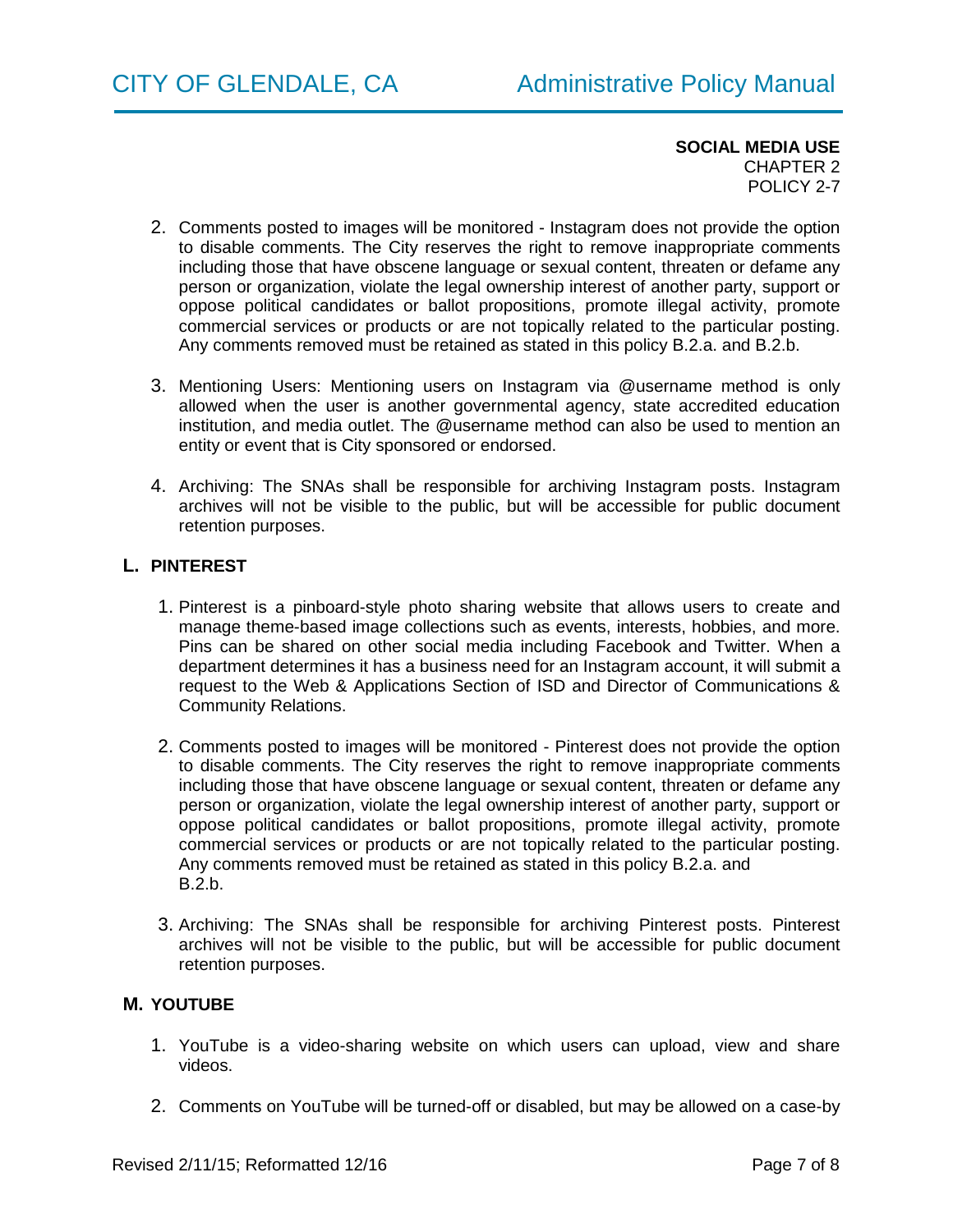2. Comments posted to images will be monitored - Instagram does not provide the option to disable comments. The City reserves the right to remove inappropriate comments including those that have obscene language or sexual content, threaten or defame any person or organization, violate the legal ownership interest of another party, support or oppose political candidates or ballot propositions, promote illegal activity, promote commercial services or products or are not topically related to the particular posting. Any comments removed must be retained as stated in this policy B.2.a. and B.2.b.

3. Mentioning Users: Mentioning users on Instagram via @username method is only allowed when the user is another governmental agency, state accredited education institution, and media outlet. The @username method can also be used to mention an entity or event that is City sponsored or endorsed.

4. Archiving: The SNAs shall be responsible for archiving Instagram posts. Instagram archives will not be visible to the public, but will be accessible for public document retention purposes.

### L. PINTEREST

1. Pinterest is a pinboard-style photo sharing website that allows users to create and manage theme-based image collections such as events, interests, hobbies, and more. Pins can be shared on other social media including Facebook and Twitter. When a department determines it has a business need for an Instagram account, it will submit a request to the Web & Applications Section of ISD and Director of Communications & Community Relations.

2. Comments posted to images will be monitored - Pinterest does not provide the option to disable comments. The City reserves the right to remove inappropriate comments including those that have obscene language or sexual content, threaten or defame any person or organization, violate the legal ownership interest of another party, support or oppose political candidates or ballot propositions, promote illegal activity, promote commercial services or products or are not topically related to the particular posting. Any comments removed must be retained as stated in this policy B.2.a. and B.2.b.

3. Archiving: The SNAs shall be responsible for archiving Pinterest posts. Pinterest archives will not be visible to the public, but will be accessible for public document retention purposes.

### M. YOUTUBE

1. YouTube is a video-sharing website on which users can upload, view and share videos.

2. Comments on YouTube will be turned-off or disabled, but may be allowed on a case-by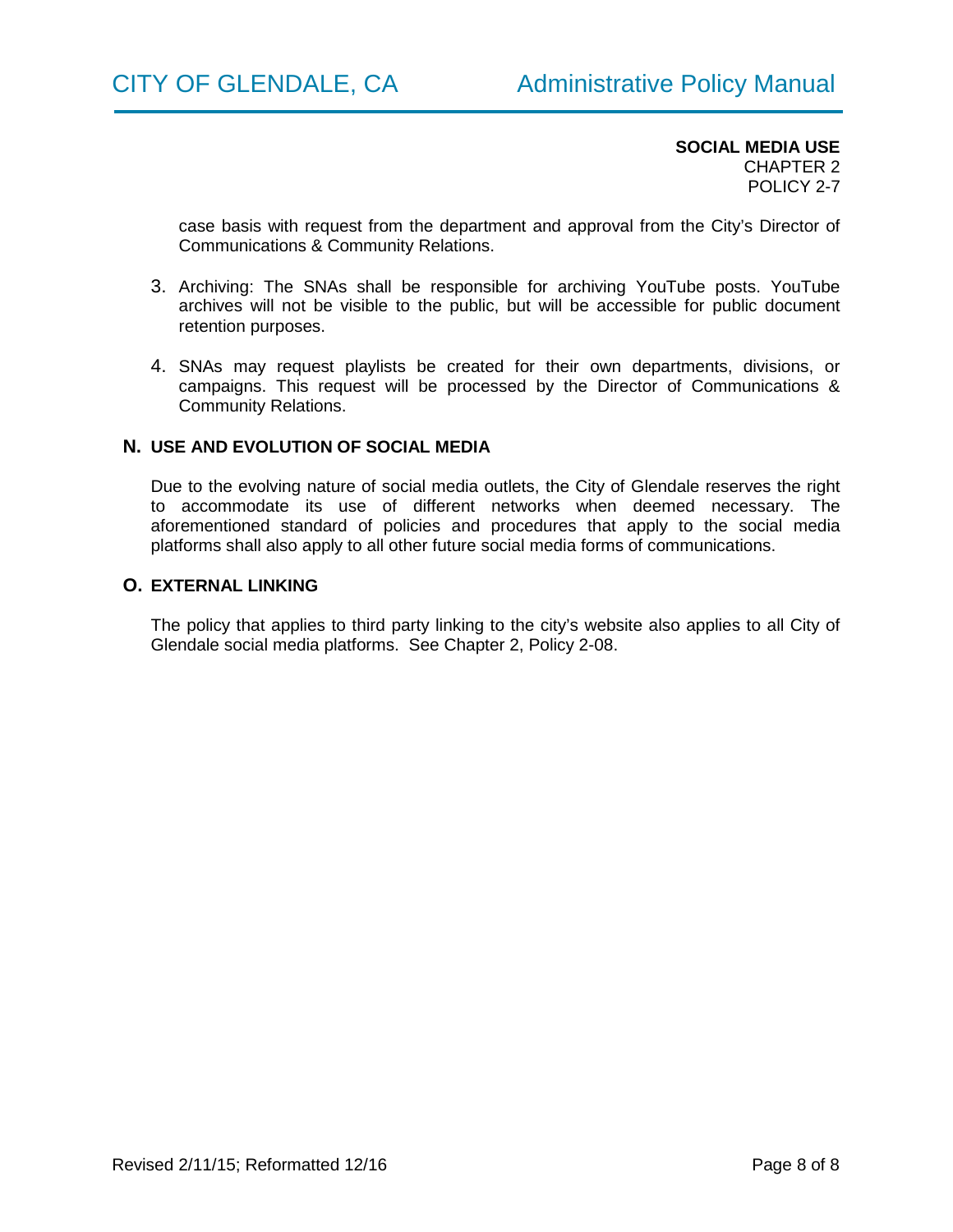case basis with request from the department and approval from the City's Director of Communications & Community Relations.

3. Archiving: The SNAs shall be responsible for archiving YouTube posts. YouTube archives will not be visible to the public, but will be accessible for public document retention purposes.

4. SNAs may request playlists be created for their own departments, divisions, or campaigns. This request will be processed by the Director of Communications & Community Relations.

## N. USE AND EVOLUTION OF SOCIAL MEDIA

Due to the evolving nature of social media outlets, the City of Glendale reserves the right to accommodate its use of different networks when deemed necessary. The aforementioned standard of policies and procedures that apply to the social media platforms shall also apply to all other future social media forms of communications.

## O. EXTERNAL LINKING

The policy that applies to third party linking to the city's website also applies to all City of Glendale social media platforms. See Chapter 2, Policy 2-08.